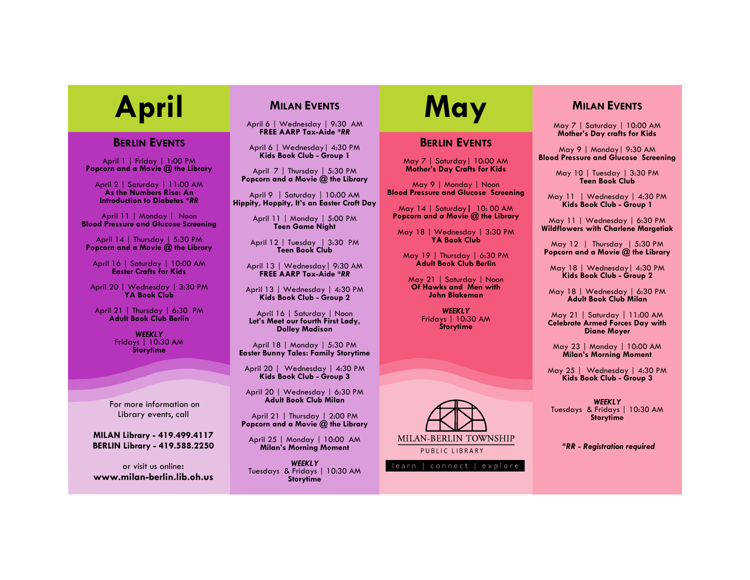# April

## Berlin Events

April 1 | Friday | 1:00 PM
**Popcorn and a Movie @ the Library**

April 2 | Saturday | 11:00 AM
**As the Numbers Rise: An Introduction to Diabetes *RR**

April 11 | Monday | Noon
**Blood Pressure and Glucose Screening**

April 14 | Thursday | 5:30 PM
**Popcorn and a Movie @ the Library**

April 16 | Saturday | 10:00 AM
**Easter Crafts for Kids**

April 20 | Wednesday | 3:30 PM
**YA Book Club**

April 21 | Thursday | 6:30 PM
**Adult Book Club Berlin**

***WEEKLY***
Fridays | 10:30 AM
**Storytime**

For more information on Library events, call

**MILAN Library - 419.499.4117**
**BERLIN Library - 419.588.2250**

or visit us online:
**www.milan-berlin.lib.oh.us**

## Milan Events

April 6 | Wednesday | 9:30 AM
**FREE AARP Tax-Aide *RR**

April 6 | Wednesday | 4:30 PM
**Kids Book Club - Group 1**

April 7 | Thursday | 5:30 PM
**Popcorn and a Movie @ the Library**

April 9 | Saturday | 10:00 AM
**Hippity, Hoppity, It's an Easter Craft Day**

April 11 | Monday | 5:00 PM
**Teen Game Night**

April 12 | Tuesday | 3:30 PM
**Teen Book Club**

April 13 | Wednesday | 9:30 AM
**FREE AARP Tax-Aide *RR**

April 13 | Wednesday | 4:30 PM
**Kids Book Club - Group 2**

April 16 | Saturday | Noon
**Let's Meet our fourth First Lady, Dolley Madison**

April 18 | Monday | 5:30 PM
**Easter Bunny Tales: Family Storytime**

April 20 | Wednesday | 4:30 PM
**Kids Book Club - Group 3**

April 20 | Wednesday | 6:30 PM
**Adult Book Club Milan**

April 21 | Thursday | 2:00 PM
**Popcorn and a Movie @ the Library**

April 25 | Monday | 10:00 AM
**Milan's Morning Moment**

***WEEKLY***
Tuesdays & Fridays | 10:30 AM
**Storytime**

# May

## Berlin Events

May 7 | Saturday | 10:00 AM
**Mother's Day Crafts for Kids**

May 9 | Monday | Noon
**Blood Pressure and Glucose Screening**

May 14 | Saturday | 10:00 AM
**Popcorn and a Movie @ the Library**

May 18 | Wednesday | 3:30 PM
**YA Book Club**

May 19 | Thursday | 6:30 PM
**Adult Book Club Berlin**

May 21 | Saturday | Noon
**Of Hawks and Men with John Blakeman**

***WEEKLY***
Fridays | 10:30 AM
**Storytime**

MILAN-BERLIN TOWNSHIP
PUBLIC LIBRARY
learn | connect | explore

## Milan Events

May 7 | Saturday | 10:00 AM
**Mother's Day crafts for Kids**

May 9 | Monday | 9:30 AM
**Blood Pressure and Glucose Screening**

May 10 | Tuesday | 3:30 PM
**Teen Book Club**

May 11 | Wednesday | 4:30 PM
**Kids Book Club - Group 1**

May 11 | Wednesday | 6:30 PM
**Wildflowers with Charlene Margetiak**

May 12 | Thursday | 5:30 PM
**Popcorn and a Movie @ the Library**

May 18 | Wednesday | 4:30 PM
**Kids Book Club - Group 2**

May 18 | Wednesday | 6:30 PM
**Adult Book Club Milan**

May 21 | Saturday | 11:00 AM
**Celebrate Armed Forces Day with Diane Moyer**

May 23 | Monday | 10:00 AM
**Milan's Morning Moment**

May 25 | Wednesday | 4:30 PM
**Kids Book Club - Group 3**

***WEEKLY***
Tuesdays & Fridays | 10:30 AM
**Storytime**

****RR - Registration required***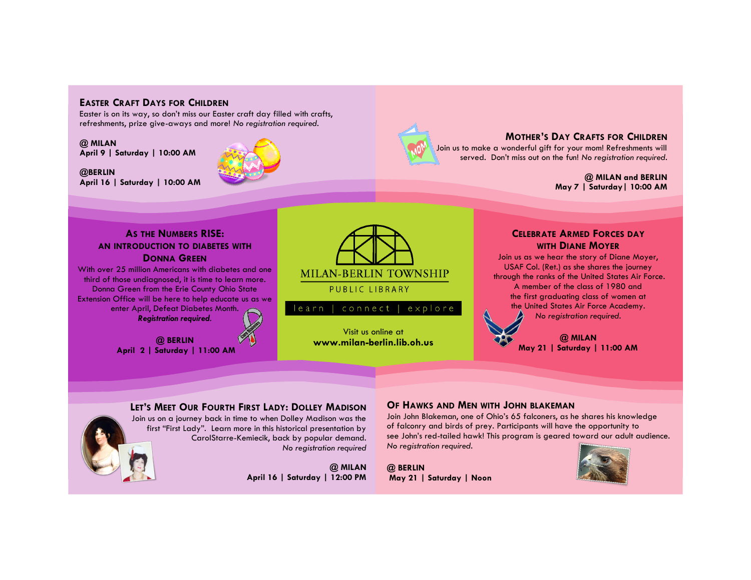## Easter Craft Days for Children

Easter is on its way, so don't miss our Easter craft day filled with crafts, refreshments, prize give-aways and more! *No registration required.*

**@ MILAN**
**April 9 | Saturday | 10:00 AM**

**@BERLIN**
**April 16 | Saturday | 10:00 AM**

## Mother's Day Crafts for Children

Join us to make a wonderful gift for your mom! Refreshments will served. Don't miss out on the fun! *No registration required.*

**@ MILAN and BERLIN**
**May 7 | Saturday| 10:00 AM**

## As the Numbers RISE: An Introduction to Diabetes with Donna Green

With over 25 million Americans with diabetes and one third of those undiagnosed, it is time to learn more. Donna Green from the Erie County Ohio State Extension Office will be here to help educate us as we enter April, Defeat Diabetes Month.
***Registration required.***

**@ BERLIN**
**April 2 | Saturday | 11:00 AM**

MILAN-BERLIN TOWNSHIP
PUBLIC LIBRARY

learn | connect | explore

Visit us online at
**www.milan-berlin.lib.oh.us**

## Celebrate Armed Forces Day with Diane Moyer

Join us as we hear the story of Diane Moyer, USAF Col. (Ret.) as she shares the journey through the ranks of the United States Air Force. A member of the class of 1980 and the first graduating class of women at the United States Air Force Academy.
*No registration required.*

**@ MILAN**
**May 21 | Saturday | 11:00 AM**

## Let's Meet Our Fourth First Lady: Dolley Madison

Join us on a journey back in time to when Dolley Madison was the first "First Lady". Learn more in this historical presentation by CarolStarre-Kemiecik, back by popular demand.
*No registration required*

**@ MILAN**
**April 16 | Saturday | 12:00 PM**

## Of Hawks and Men with John Blakeman

Join John Blakeman, one of Ohio's 65 falconers, as he shares his knowledge of falconry and birds of prey. Participants will have the opportunity to see John's red-tailed hawk! This program is geared toward our adult audience.
*No registration required.*

**@ BERLIN**
**May 21 | Saturday | Noon**